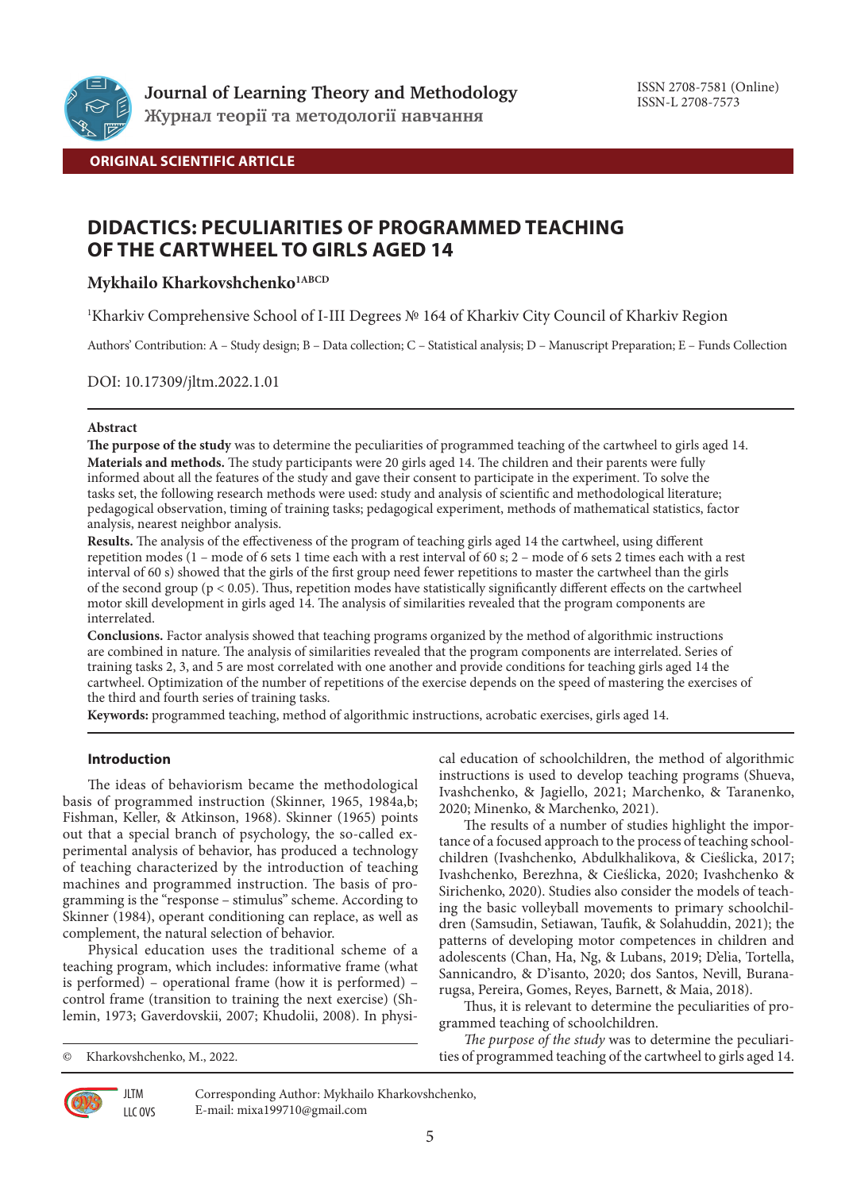Journal of Learning Theory and Methodology
Журнал теорії та методології навчання

ISSN 2708-7581 (Online)
ISSN-L 2708-7573

**ORIGINAL SCIENTIFIC ARTICLE**

# DIDACTICS: PECULIARITIES OF PROGRAMMED TEACHING OF THE CARTWHEEL TO GIRLS AGED 14

**Mykhailo Kharkovshchenko[1ABCD]**

[1]Kharkiv Comprehensive School of I-III Degrees № 164 of Kharkiv City Council of Kharkiv Region

Authors' Contribution: A – Study design; B – Data collection; C – Statistical analysis; D – Manuscript Preparation; E – Funds Collection

DOI: 10.17309/jltm.2022.1.01

### Abstract

**The purpose of the study** was to determine the peculiarities of programmed teaching of the cartwheel to girls aged 14.

**Materials and methods.** The study participants were 20 girls aged 14. The children and their parents were fully informed about all the features of the study and gave their consent to participate in the experiment. To solve the tasks set, the following research methods were used: study and analysis of scientific and methodological literature; pedagogical observation, timing of training tasks; pedagogical experiment, methods of mathematical statistics, factor analysis, nearest neighbor analysis.

**Results.** The analysis of the effectiveness of the program of teaching girls aged 14 the cartwheel, using different repetition modes (1 – mode of 6 sets 1 time each with a rest interval of 60 s; 2 – mode of 6 sets 2 times each with a rest interval of 60 s) showed that the girls of the first group need fewer repetitions to master the cartwheel than the girls of the second group ($p < 0.05$). Thus, repetition modes have statistically significantly different effects on the cartwheel motor skill development in girls aged 14. The analysis of similarities revealed that the program components are interrelated.

**Conclusions.** Factor analysis showed that teaching programs organized by the method of algorithmic instructions are combined in nature. The analysis of similarities revealed that the program components are interrelated. Series of training tasks 2, 3, and 5 are most correlated with one another and provide conditions for teaching girls aged 14 the cartwheel. Optimization of the number of repetitions of the exercise depends on the speed of mastering the exercises of the third and fourth series of training tasks.

**Keywords:** programmed teaching, method of algorithmic instructions, acrobatic exercises, girls aged 14.

## Introduction

The ideas of behaviorism became the methodological basis of programmed instruction (Skinner, 1965, 1984a,b; Fishman, Keller, & Atkinson, 1968). Skinner (1965) points out that a special branch of psychology, the so-called experimental analysis of behavior, has produced a technology of teaching characterized by the introduction of teaching machines and programmed instruction. The basis of programming is the "response – stimulus" scheme. According to Skinner (1984), operant conditioning can replace, as well as complement, the natural selection of behavior.

Physical education uses the traditional scheme of a teaching program, which includes: informative frame (what is performed) – operational frame (how it is performed) – control frame (transition to training the next exercise) (Shlemin, 1973; Gaverdovskii, 2007; Khudolii, 2008). In physical education of schoolchildren, the method of algorithmic instructions is used to develop teaching programs (Shueva, Ivashchenko, & Jagiello, 2021; Marchenko, & Taranenko, 2020; Minenko, & Marchenko, 2021).

The results of a number of studies highlight the importance of a focused approach to the process of teaching schoolchildren (Ivashchenko, Abdulkhalikova, & Cieślicka, 2017; Ivashchenko, Berezhna, & Cieślicka, 2020; Ivashchenko & Sirichenko, 2020). Studies also consider the models of teaching the basic volleyball movements to primary schoolchildren (Samsudin, Setiawan, Taufik, & Solahuddin, 2021); the patterns of developing motor competences in children and adolescents (Chan, Ha, Ng, & Lubans, 2019; D'elia, Tortella, Sannicandro, & D'isanto, 2020; dos Santos, Nevill, Buranarugsa, Pereira, Gomes, Reyes, Barnett, & Maia, 2018).

Thus, it is relevant to determine the peculiarities of programmed teaching of schoolchildren.

*The purpose of the study* was to determine the peculiarities of programmed teaching of the cartwheel to girls aged 14.

© Kharkovshchenko, M., 2022.

Corresponding Author: Mykhailo Kharkovshchenko, E-mail: mixa199710@gmail.com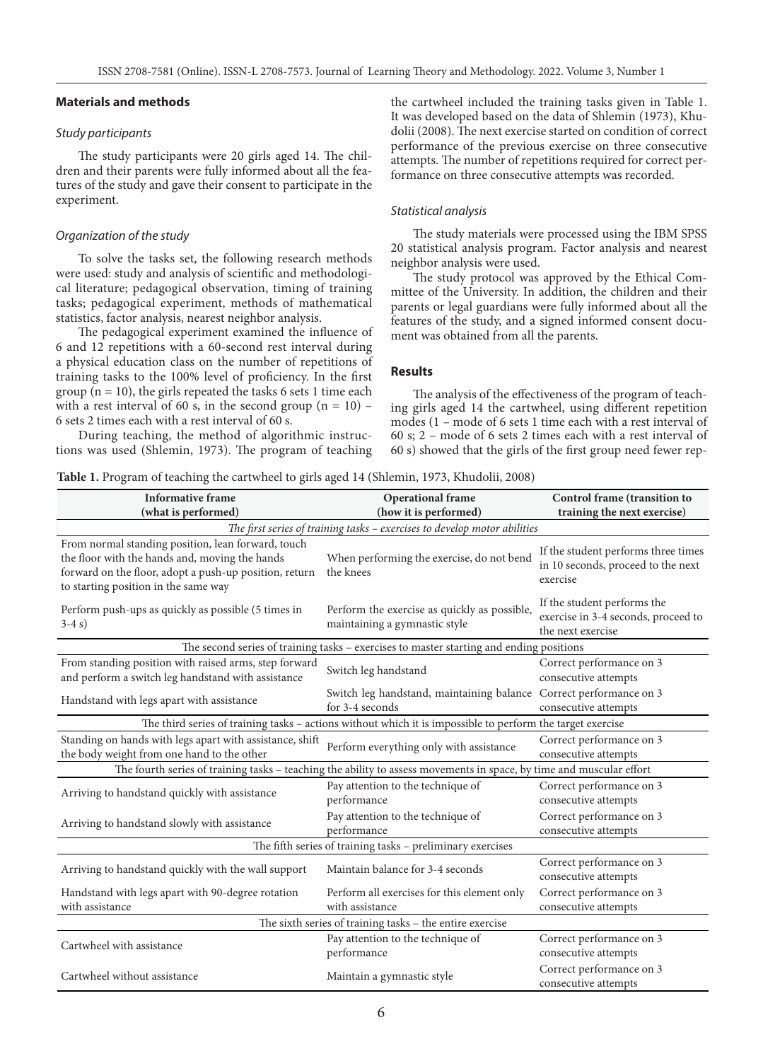## Materials and methods

### *Study participants*

The study participants were 20 girls aged 14. The children and their parents were fully informed about all the features of the study and gave their consent to participate in the experiment.

### *Organization of the study*

To solve the tasks set, the following research methods were used: study and analysis of scientific and methodological literature; pedagogical observation, timing of training tasks; pedagogical experiment, methods of mathematical statistics, factor analysis, nearest neighbor analysis.

The pedagogical experiment examined the influence of 6 and 12 repetitions with a 60-second rest interval during a physical education class on the number of repetitions of training tasks to the 100% level of proficiency. In the first group (n = 10), the girls repeated the tasks 6 sets 1 time each with a rest interval of 60 s, in the second group (n = 10) – 6 sets 2 times each with a rest interval of 60 s.

During teaching, the method of algorithmic instructions was used (Shlemin, 1973). The program of teaching the cartwheel included the training tasks given in Table 1. It was developed based on the data of Shlemin (1973), Khudolii (2008). The next exercise started on condition of correct performance of the previous exercise on three consecutive attempts. The number of repetitions required for correct performance on three consecutive attempts was recorded.

### *Statistical analysis*

The study materials were processed using the IBM SPSS 20 statistical analysis program. Factor analysis and nearest neighbor analysis were used.

The study protocol was approved by the Ethical Committee of the University. In addition, the children and their parents or legal guardians were fully informed about all the features of the study, and a signed informed consent document was obtained from all the parents.

## Results

The analysis of the effectiveness of the program of teaching girls aged 14 the cartwheel, using different repetition modes (1 – mode of 6 sets 1 time each with a rest interval of 60 s; 2 – mode of 6 sets 2 times each with a rest interval of 60 s) showed that the girls of the first group need fewer rep-

**Table 1.** Program of teaching the cartwheel to girls aged 14 (Shlemin, 1973, Khudolii, 2008)

| Informative frame (what is performed) | Operational frame (how it is performed) | Control frame (transition to training the next exercise) |
|---|---|---|
| *The first series of training tasks – exercises to develop motor abilities* | | |
| From normal standing position, lean forward, touch the floor with the hands and, moving the hands forward on the floor, adopt a push-up position, return to starting position in the same way | When performing the exercise, do not bend the knees | If the student performs three times in 10 seconds, proceed to the next exercise |
| Perform push-ups as quickly as possible (5 times in 3-4 s) | Perform the exercise as quickly as possible, maintaining a gymnastic style | If the student performs the exercise in 3-4 seconds, proceed to the next exercise |
| The second series of training tasks – exercises to master starting and ending positions | | |
| From standing position with raised arms, step forward and perform a switch leg handstand with assistance | Switch leg handstand | Correct performance on 3 consecutive attempts |
| Handstand with legs apart with assistance | Switch leg handstand, maintaining balance for 3-4 seconds | Correct performance on 3 consecutive attempts |
| The third series of training tasks – actions without which it is impossible to perform the target exercise | | |
| Standing on hands with legs apart with assistance, shift the body weight from one hand to the other | Perform everything only with assistance | Correct performance on 3 consecutive attempts |
| The fourth series of training tasks – teaching the ability to assess movements in space, by time and muscular effort | | |
| Arriving to handstand quickly with assistance | Pay attention to the technique of performance | Correct performance on 3 consecutive attempts |
| Arriving to handstand slowly with assistance | Pay attention to the technique of performance | Correct performance on 3 consecutive attempts |
| The fifth series of training tasks – preliminary exercises | | |
| Arriving to handstand quickly with the wall support | Maintain balance for 3-4 seconds | Correct performance on 3 consecutive attempts |
| Handstand with legs apart with 90-degree rotation with assistance | Perform all exercises for this element only with assistance | Correct performance on 3 consecutive attempts |
| The sixth series of training tasks – the entire exercise | | |
| Cartwheel with assistance | Pay attention to the technique of performance | Correct performance on 3 consecutive attempts |
| Cartwheel without assistance | Maintain a gymnastic style | Correct performance on 3 consecutive attempts |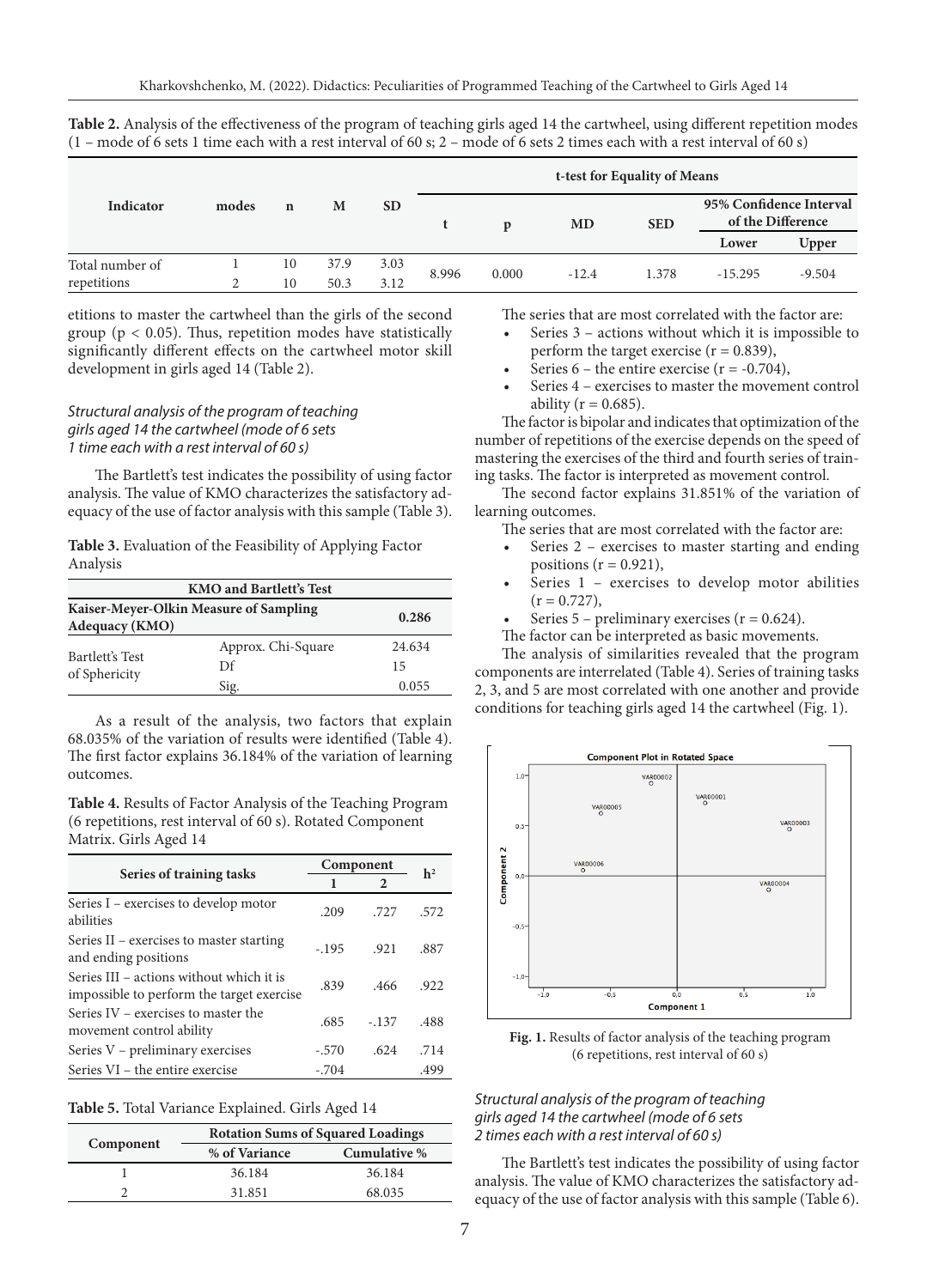**Table 2.** Analysis of the effectiveness of the program of teaching girls aged 14 the cartwheel, using different repetition modes (1 – mode of 6 sets 1 time each with a rest interval of 60 s; 2 – mode of 6 sets 2 times each with a rest interval of 60 s)

| Indicator | modes | n | M | SD | t-test for Equality of Means | | | | | |
|---|---|---|---|---|---|---|---|---|---|---|
| | | | | | t | p | MD | SED | 95% Confidence Interval of the Difference | |
| | | | | | | | | | Lower | Upper |
| Total number of repetitions | 1 | 10 | 37.9 | 3.03 | 8.996 | 0.000 | -12.4 | 1.378 | -15.295 | -9.504 |
| | 2 | 10 | 50.3 | 3.12 | | | | | | |

etitions to master the cartwheel than the girls of the second group ($p < 0.05$). Thus, repetition modes have statistically significantly different effects on the cartwheel motor skill development in girls aged 14 (Table 2).

*Structural analysis of the program of teaching girls aged 14 the cartwheel (mode of 6 sets 1 time each with a rest interval of 60 s)*

The Bartlett's test indicates the possibility of using factor analysis. The value of KMO characterizes the satisfactory adequacy of the use of factor analysis with this sample (Table 3).

**Table 3.** Evaluation of the Feasibility of Applying Factor Analysis

| KMO and Bartlett's Test | | |
|---|---|---|
| **Kaiser-Meyer-Olkin Measure of Sampling Adequacy (KMO)** | | **0.286** |
| Bartlett's Test of Sphericity | Approx. Chi-Square | 24.634 |
| | Df | 15 |
| | Sig. | 0.055 |

As a result of the analysis, two factors that explain 68.035% of the variation of results were identified (Table 4). The first factor explains 36.184% of the variation of learning outcomes.

**Table 4.** Results of Factor Analysis of the Teaching Program (6 repetitions, rest interval of 60 s). Rotated Component Matrix. Girls Aged 14

| Series of training tasks | Component 1 | Component 2 | $h^2$ |
|---|---|---|---|
| Series I – exercises to develop motor abilities | .209 | .727 | .572 |
| Series II – exercises to master starting and ending positions | -.195 | .921 | .887 |
| Series III – actions without which it is impossible to perform the target exercise | .839 | .466 | .922 |
| Series IV – exercises to master the movement control ability | .685 | -.137 | .488 |
| Series V – preliminary exercises | -.570 | .624 | .714 |
| Series VI – the entire exercise | -.704 | | .499 |

**Table 5.** Total Variance Explained. Girls Aged 14

| Component | Rotation Sums of Squared Loadings | |
|---|---|---|
| | % of Variance | Cumulative % |
| 1 | 36.184 | 36.184 |
| 2 | 31.851 | 68.035 |

The series that are most correlated with the factor are:

- Series 3 – actions without which it is impossible to perform the target exercise ($r = 0.839$),
- Series 6 – the entire exercise ($r = -0.704$),
- Series 4 – exercises to master the movement control ability ($r = 0.685$).

The factor is bipolar and indicates that optimization of the number of repetitions of the exercise depends on the speed of mastering the exercises of the third and fourth series of training tasks. The factor is interpreted as movement control.

The second factor explains 31.851% of the variation of learning outcomes.

The series that are most correlated with the factor are:

- Series 2 – exercises to master starting and ending positions ($r = 0.921$),
- Series 1 – exercises to develop motor abilities ($r = 0.727$),
- Series 5 – preliminary exercises ($r = 0.624$).

The factor can be interpreted as basic movements.

The analysis of similarities revealed that the program components are interrelated (Table 4). Series of training tasks 2, 3, and 5 are most correlated with one another and provide conditions for teaching girls aged 14 the cartwheel (Fig. 1).

**Fig. 1.** Results of factor analysis of the teaching program (6 repetitions, rest interval of 60 s)

*Structural analysis of the program of teaching girls aged 14 the cartwheel (mode of 6 sets 2 times each with a rest interval of 60 s)*

The Bartlett's test indicates the possibility of using factor analysis. The value of KMO characterizes the satisfactory adequacy of the use of factor analysis with this sample (Table 6).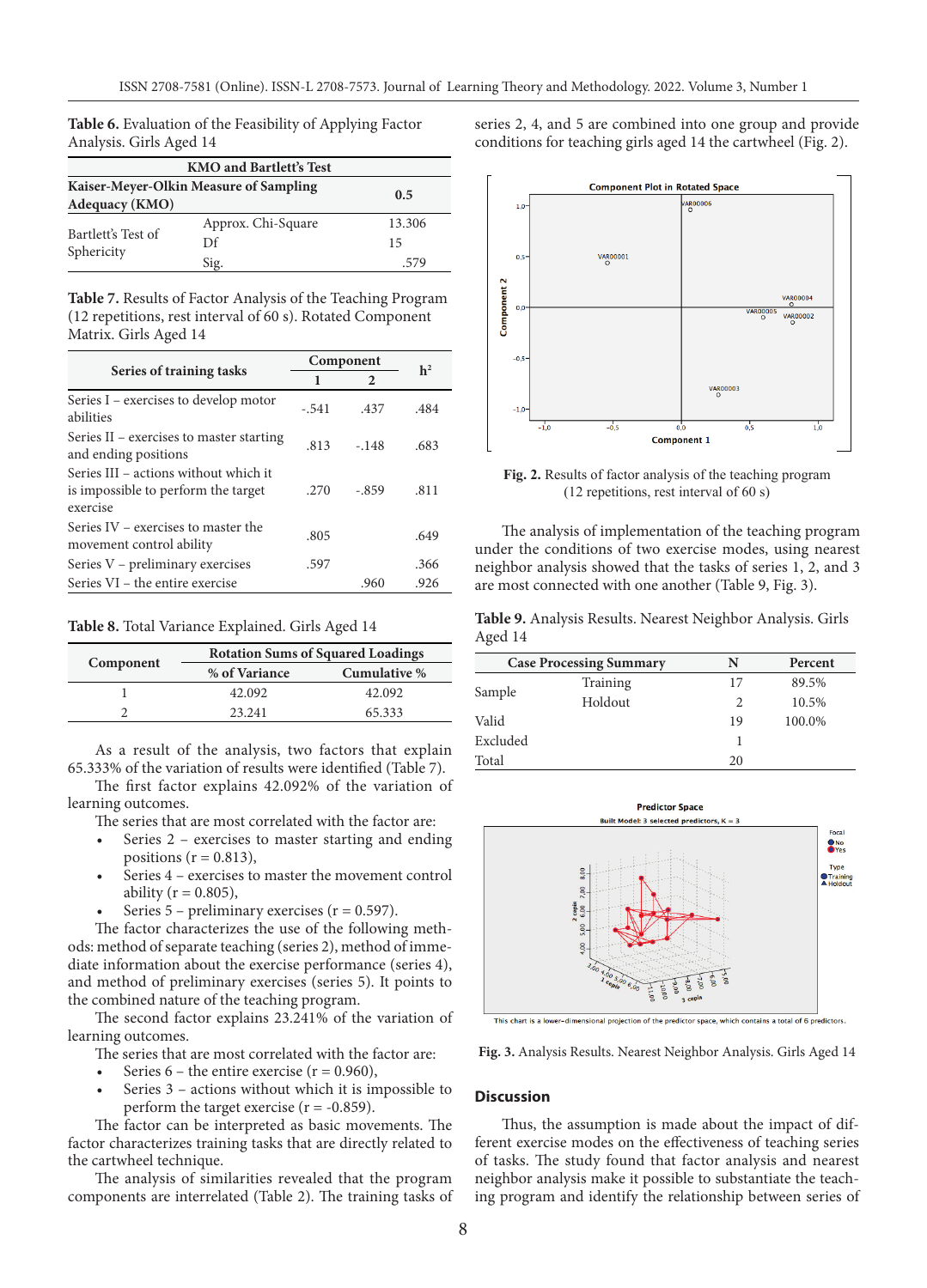**Table 6.** Evaluation of the Feasibility of Applying Factor Analysis. Girls Aged 14

| KMO and Bartlett's Test | | |
|---|---|---|
| **Kaiser-Meyer-Olkin Measure of Sampling Adequacy (KMO)** | | **0.5** |
| Bartlett's Test of Sphericity | Approx. Chi-Square | 13.306 |
| | Df | 15 |
| | Sig. | .579 |

**Table 7.** Results of Factor Analysis of the Teaching Program (12 repetitions, rest interval of 60 s). Rotated Component Matrix. Girls Aged 14

| Series of training tasks | Component | | $h^2$ |
|---|---|---|---|
| | 1 | 2 | |
| Series I – exercises to develop motor abilities | -.541 | .437 | .484 |
| Series II – exercises to master starting and ending positions | .813 | -.148 | .683 |
| Series III – actions without which it is impossible to perform the target exercise | .270 | -.859 | .811 |
| Series IV – exercises to master the movement control ability | .805 | | .649 |
| Series V – preliminary exercises | .597 | | .366 |
| Series VI – the entire exercise | | .960 | .926 |

**Table 8.** Total Variance Explained. Girls Aged 14

| Component | Rotation Sums of Squared Loadings | |
|---|---|---|
| | % of Variance | Cumulative % |
| 1 | 42.092 | 42.092 |
| 2 | 23.241 | 65.333 |

As a result of the analysis, two factors that explain 65.333% of the variation of results were identified (Table 7).

The first factor explains 42.092% of the variation of learning outcomes.

The series that are most correlated with the factor are:

- Series 2 – exercises to master starting and ending positions (r = 0.813),
- Series 4 – exercises to master the movement control ability (r = 0.805),
- Series 5 – preliminary exercises (r = 0.597).

The factor characterizes the use of the following methods: method of separate teaching (series 2), method of immediate information about the exercise performance (series 4), and method of preliminary exercises (series 5). It points to the combined nature of the teaching program.

The second factor explains 23.241% of the variation of learning outcomes.

The series that are most correlated with the factor are:

- Series 6 – the entire exercise (r = 0.960),
- Series 3 – actions without which it is impossible to perform the target exercise (r = -0.859).

The factor can be interpreted as basic movements. The factor characterizes training tasks that are directly related to the cartwheel technique.

The analysis of similarities revealed that the program components are interrelated (Table 2). The training tasks of series 2, 4, and 5 are combined into one group and provide conditions for teaching girls aged 14 the cartwheel (Fig. 2).

**Fig. 2.** Results of factor analysis of the teaching program (12 repetitions, rest interval of 60 s)

The analysis of implementation of the teaching program under the conditions of two exercise modes, using nearest neighbor analysis showed that the tasks of series 1, 2, and 3 are most connected with one another (Table 9, Fig. 3).

**Table 9.** Analysis Results. Nearest Neighbor Analysis. Girls Aged 14

| Case Processing Summary | | N | Percent |
|---|---|---|---|
| Sample | Training | 17 | 89.5% |
| | Holdout | 2 | 10.5% |
| Valid | | 19 | 100.0% |
| Excluded | | 1 | |
| Total | | 20 | |

**Fig. 3.** Analysis Results. Nearest Neighbor Analysis. Girls Aged 14

## Discussion

Thus, the assumption is made about the impact of different exercise modes on the effectiveness of teaching series of tasks. The study found that factor analysis and nearest neighbor analysis make it possible to substantiate the teaching program and identify the relationship between series of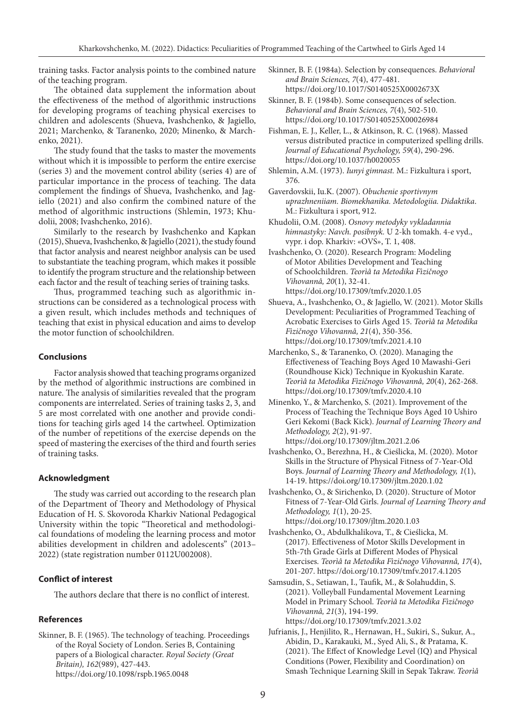training tasks. Factor analysis points to the combined nature of the teaching program.

The obtained data supplement the information about the effectiveness of the method of algorithmic instructions for developing programs of teaching physical exercises to children and adolescents (Shueva, Ivashchenko, & Jagiello, 2021; Marchenko, & Taranenko, 2020; Minenko, & Marchenko, 2021).

The study found that the tasks to master the movements without which it is impossible to perform the entire exercise (series 3) and the movement control ability (series 4) are of particular importance in the process of teaching. The data complement the findings of Shueva, Ivashchenko, and Jagiello (2021) and also confirm the combined nature of the method of algorithmic instructions (Shlemin, 1973; Khudolii, 2008; Ivashchenko, 2016).

Similarly to the research by Ivashchenko and Kapkan (2015), Shueva, Ivashchenko, & Jagiello (2021), the study found that factor analysis and nearest neighbor analysis can be used to substantiate the teaching program, which makes it possible to identify the program structure and the relationship between each factor and the result of teaching series of training tasks.

Thus, programmed teaching such as algorithmic instructions can be considered as a technological process with a given result, which includes methods and techniques of teaching that exist in physical education and aims to develop the motor function of schoolchildren.

## Conclusions

Factor analysis showed that teaching programs organized by the method of algorithmic instructions are combined in nature. The analysis of similarities revealed that the program components are interrelated. Series of training tasks 2, 3, and 5 are most correlated with one another and provide conditions for teaching girls aged 14 the cartwheel. Optimization of the number of repetitions of the exercise depends on the speed of mastering the exercises of the third and fourth series of training tasks.

## Acknowledgment

The study was carried out according to the research plan of the Department of Theory and Methodology of Physical Education of H. S. Skovoroda Kharkiv National Pedagogical University within the topic "Theoretical and methodological foundations of modeling the learning process and motor abilities development in children and adolescents" (2013–2022) (state registration number 0112U002008).

## Conflict of interest

The authors declare that there is no conflict of interest.

## References

Skinner, B. F. (1965). The technology of teaching. Proceedings of the Royal Society of London. Series B, Containing papers of a Biological character. *Royal Society (Great Britain), 162*(989), 427-443. https://doi.org/10.1098/rspb.1965.0048

Skinner, B. F. (1984a). Selection by consequences. *Behavioral and Brain Sciences, 7*(4), 477-481. https://doi.org/10.1017/S0140525X0002673X

Skinner, B. F. (1984b). Some consequences of selection. *Behavioral and Brain Sciences, 7*(4), 502-510. https://doi.org/10.1017/S0140525X00026984

Fishman, E. J., Keller, L., & Atkinson, R. C. (1968). Massed versus distributed practice in computerized spelling drills. *Journal of Educational Psychology, 59*(4), 290-296. https://doi.org/10.1037/h0020055

Shlemin, A.M. (1973). *Iunyi gimnast.* M.: Fizkultura i sport, 376.

Gaverdovskii, Iu.K. (2007). *Obuchenie sportivnym uprazhneniiam. Biomekhanika. Metodologiia. Didaktika*. M.: Fizkultura i sport, 912.

Khudolii, O.M. (2008). *Osnovy metodyky vykladannia himnastyky: Navch. posibnyk.* U 2-kh tomakh. 4-e vyd., vypr. i dop. Kharkiv: «OVS», T. 1, 408.

Ivashchenko, O. (2020). Research Program: Modeling of Motor Abilities Development and Teaching of Schoolchildren. *Teorìâ ta Metodika Fìzičnogo Vihovannâ, 20*(1), 32-41. https://doi.org/10.17309/tmfv.2020.1.05

Shueva, A., Ivashchenko, O., & Jagiello, W. (2021). Motor Skills Development: Peculiarities of Programmed Teaching of Acrobatic Exercises to Girls Aged 15. *Teorìâ ta Metodika Fìzičnogo Vihovannâ, 21*(4), 350-356. https://doi.org/10.17309/tmfv.2021.4.10

Marchenko, S., & Taranenko, O. (2020). Managing the Effectiveness of Teaching Boys Aged 10 Mawashi-Geri (Roundhouse Kick) Technique in Kyokushin Karate. *Teorìâ ta Metodika Fìzičnogo Vihovannâ, 20*(4), 262-268. https://doi.org/10.17309/tmfv.2020.4.10

Minenko, Y., & Marchenko, S. (2021). Improvement of the Process of Teaching the Technique Boys Aged 10 Ushiro Geri Kekomi (Back Kick). *Journal of Learning Theory and Methodology, 2*(2), 91-97. https://doi.org/10.17309/jltm.2021.2.06

Ivashchenko, O., Berezhna, H., & Cieślicka, M. (2020). Motor Skills in the Structure of Physical Fitness of 7-Year-Old Boys. *Journal of Learning Theory and Methodology, 1*(1), 14-19. https://doi.org/10.17309/jltm.2020.1.02

Ivashchenko, O., & Sirichenko, D. (2020). Structure of Motor Fitness of 7-Year-Old Girls. *Journal of Learning Theory and Methodology, 1*(1), 20-25. https://doi.org/10.17309/jltm.2020.1.03

Ivashchenko, O., Abdulkhalikova, T., & Cieślicka, M. (2017). Effectiveness of Motor Skills Development in 5th-7th Grade Girls at Different Modes of Physical Exercises. *Teorìâ ta Metodika Fìzičnogo Vihovannâ, 17*(4), 201-207. https://doi.org/10.17309/tmfv.2017.4.1205

Samsudin, S., Setiawan, I., Taufik, M., & Solahuddin, S. (2021). Volleyball Fundamental Movement Learning Model in Primary School. *Teorìâ ta Metodika Fìzičnogo Vihovannâ, 21*(3), 194-199. https://doi.org/10.17309/tmfv.2021.3.02

Jufrianis, J., Henjilito, R., Hernawan, H., Sukiri, S., Sukur, A., Abidin, D., Karakauki, M., Syed Ali, S., & Pratama, K. (2021). The Effect of Knowledge Level (IQ) and Physical Conditions (Power, Flexibility and Coordination) on Smash Technique Learning Skill in Sepak Takraw. *Teorìâ*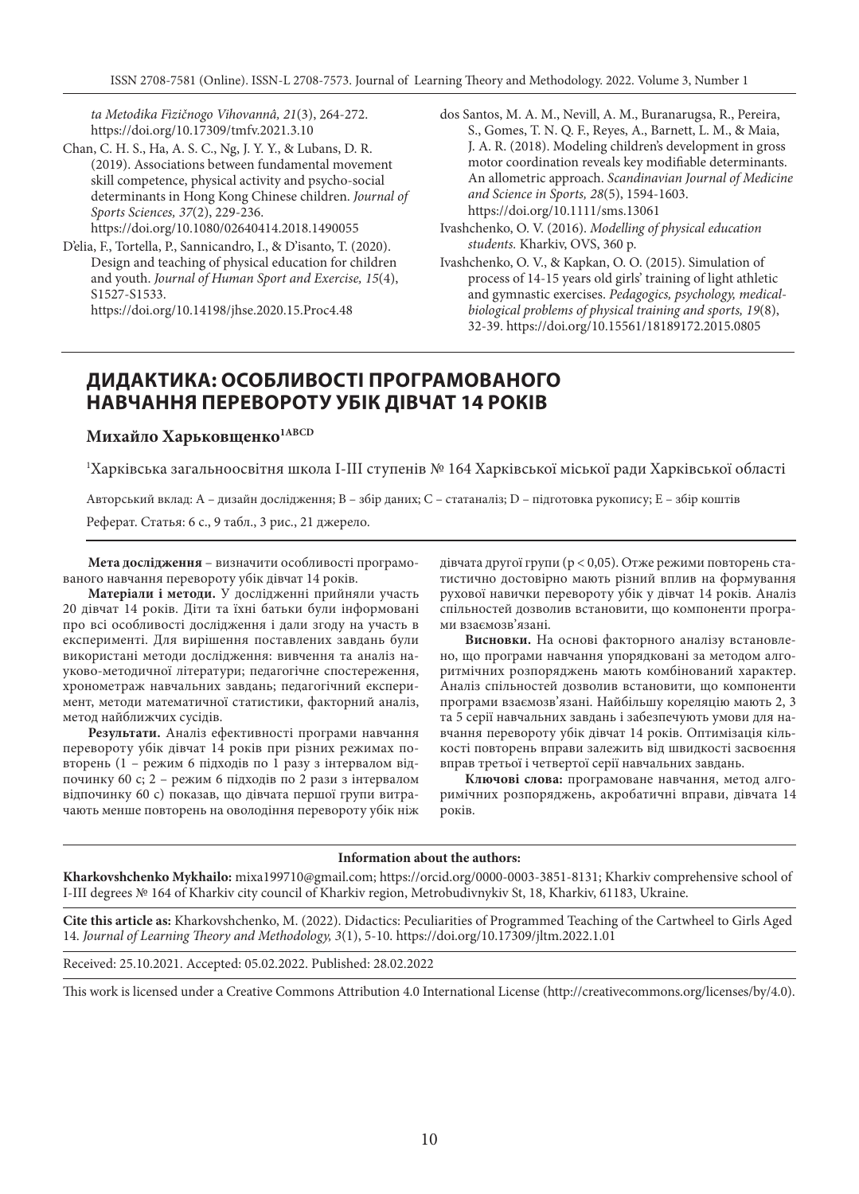*ta Metodika Fìzičnogo Vihovannâ, 21*(3), 264-272. https://doi.org/10.17309/tmfv.2021.3.10

Chan, C. H. S., Ha, A. S. C., Ng, J. Y. Y., & Lubans, D. R. (2019). Associations between fundamental movement skill competence, physical activity and psycho-social determinants in Hong Kong Chinese children. *Journal of Sports Sciences, 37*(2), 229-236. https://doi.org/10.1080/02640414.2018.1490055

D'elia, F., Tortella, P., Sannicandro, I., & D'isanto, T. (2020). Design and teaching of physical education for children and youth. *Journal of Human Sport and Exercise, 15*(4), S1527-S1533. https://doi.org/10.14198/jhse.2020.15.Proc4.48

dos Santos, M. A. M., Nevill, A. M., Buranarugsa, R., Pereira, S., Gomes, T. N. Q. F., Reyes, A., Barnett, L. M., & Maia, J. A. R. (2018). Modeling children's development in gross motor coordination reveals key modifiable determinants. An allometric approach. *Scandinavian Journal of Medicine and Science in Sports, 28*(5), 1594-1603. https://doi.org/10.1111/sms.13061

Ivashchenko, O. V. (2016). *Modelling of physical education students.* Kharkiv, OVS, 360 p.

Ivashchenko, O. V., & Kapkan, O. O. (2015). Simulation of process of 14-15 years old girls' training of light athletic and gymnastic exercises. *Pedagogics, psychology, medical-biological problems of physical training and sports, 19*(8), 32-39. https://doi.org/10.15561/18189172.2015.0805

# ДИДАКТИКА: ОСОБЛИВОСТІ ПРОГРАМОВАНОГО НАВЧАННЯ ПЕРЕВОРОТУ УБІК ДІВЧАТ 14 РОКІВ

**Михайло Харьковщенко[1ABCD]**

[1]Харківська загальноосвітня школа I-III ступенів № 164 Харківської міської ради Харківської області

Авторський вклад: A – дизайн дослідження; B – збір даних; C – статаналіз; D – підготовка рукопису; E – збір коштів

Реферат. Стаття: 6 с., 9 табл., 3 рис., 21 джерело.

**Мета дослідження** – визначити особливості програмованого навчання перевороту убік дівчат 14 років.

**Матеріали і методи.** У дослідженні прийняли участь 20 дівчат 14 років. Діти та їхні батьки були інформовані про всі особливості дослідження і дали згоду на участь в експерименті. Для вирішення поставлених завдань були використані методи дослідження: вивчення та аналіз науково-методичної літератури; педагогічне спостереження, хронометраж навчальних завдань; педагогічний експеримент, методи математичної статистики, факторний аналіз, метод найближчих сусідів.

**Результати.** Аналіз ефективності програми навчання перевороту убік дівчат 14 років при різних режимах повторень (1 – режим 6 підходів по 1 разу з інтервалом відпочинку 60 с; 2 – режим 6 підходів по 2 рази з інтервалом відпочинку 60 с) показав, що дівчата першої групи витрачають менше повторень на оволодіння перевороту убік ніж дівчата другої групи ($p < 0,05$). Отже режими повторень статистично достовірно мають різний вплив на формування рухової навички перевороту убік у дівчат 14 років. Аналіз спільностей дозволив встановити, що компоненти програми взаємозв'язані.

**Висновки.** На основі факторного аналізу встановлено, що програми навчання упорядковані за методом алгоритмічних розпоряджень мають комбінований характер. Аналіз спільностей дозволив встановити, що компоненти програми взаємозв'язані. Найбільшу кореляцію мають 2, 3 та 5 серії навчальних завдань і забезпечують умови для навчання перевороту убік дівчат 14 років. Оптимізація кількості повторень вправи залежить від швидкості засвоєння вправ третьої і четвертої серії навчальних завдань.

**Ключові слова:** програмоване навчання, метод алгоримічних розпоряджень, акробатичні вправи, дівчата 14 років.

**Information about the authors:**

**Kharkovshchenko Mykhailo:** mixa199710@gmail.com; https://orcid.org/0000-0003-3851-8131; Kharkiv comprehensive school of I-III degrees № 164 of Kharkiv city council of Kharkiv region, Metrobudivnykiv St, 18, Kharkiv, 61183, Ukraine.

**Cite this article as:** Kharkovshchenko, M. (2022). Didactics: Peculiarities of Programmed Teaching of the Cartwheel to Girls Aged 14. *Journal of Learning Theory and Methodology, 3*(1), 5-10. https://doi.org/10.17309/jltm.2022.1.01

Received: 25.10.2021. Accepted: 05.02.2022. Published: 28.02.2022

This work is licensed under a Creative Commons Attribution 4.0 International License (http://creativecommons.org/licenses/by/4.0).